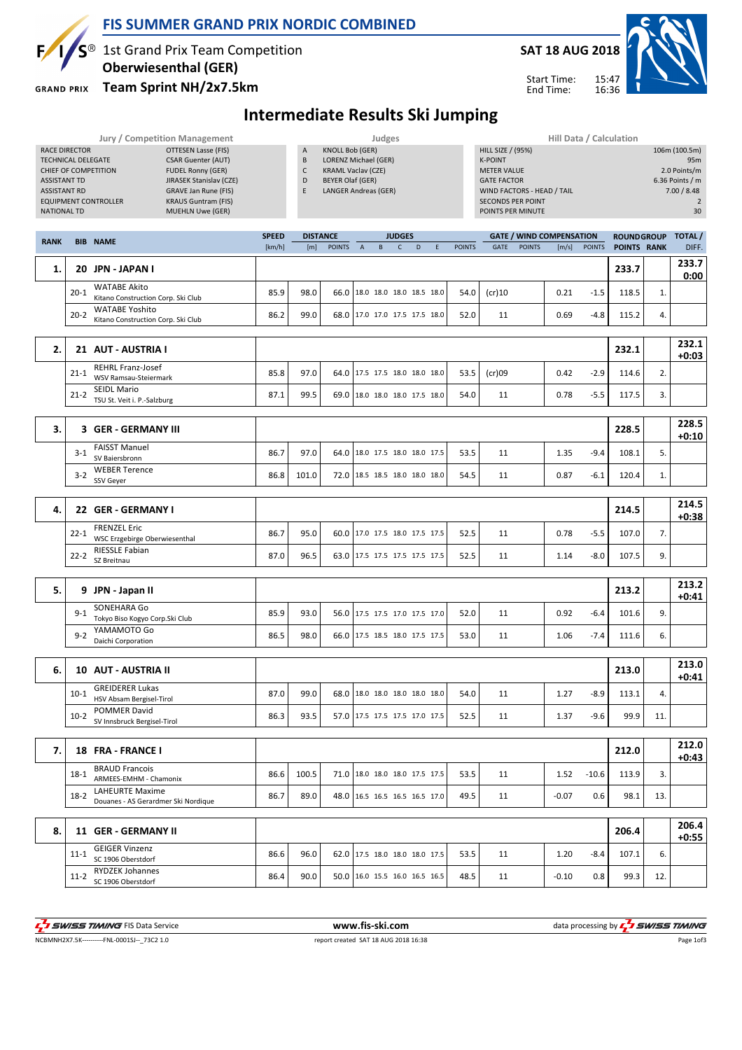# FIS SUMMER GRAND PRIX NORDIC COMBINED

1st Grand Prix Team Competition
**Oberwiesenthal (GER)**
**Team Sprint NH/2x7.5km**

**SAT 18 AUG 2018**

Start Time: 15:47
End Time: 16:36

## Intermediate Results Ski Jumping

| Jury / Competition Management | | Judges | | Hill Data / Calculation | |
|---|---|---|---|---|---|
| RACE DIRECTOR | OTTESEN Lasse (FIS) | A | KNOLL Bob (GER) | HILL SIZE / (95%) | 106m (100.5m) |
| TECHNICAL DELEGATE | CSAR Guenter (AUT) | B | LORENZ Michael (GER) | K-POINT | 95m |
| CHIEF OF COMPETITION | FUDEL Ronny (GER) | C | KRAML Vaclav (CZE) | METER VALUE | 2.0 Points/m |
| ASSISTANT TD | JIRASEK Stanislav (CZE) | D | BEYER Olaf (GER) | GATE FACTOR | 6.36 Points / m |
| ASSISTANT RD | GRAVE Jan Rune (FIS) | E | LANGER Andreas (GER) | WIND FACTORS - HEAD / TAIL | 7.00 / 8.48 |
| EQUIPMENT CONTROLLER | KRAUS Guntram (FIS) | | | SECONDS PER POINT | 2 |
| NATIONAL TD | MUEHLN Uwe (GER) | | | POINTS PER MINUTE | 30 |

| RANK | BIB | NAME | SPEED [km/h] | DISTANCE [m] | DISTANCE POINTS | A | B | C | D | E | JUDGES POINTS | GATE | GATE POINTS | WIND [m/s] | WIND POINTS | ROUND GROUP POINTS | RANK | TOTAL / DIFF. |
|---|---|---|---|---|---|---|---|---|---|---|---|---|---|---|---|---|---|---|
| 1. | 20 | JPN - JAPAN I | | | | | | | | | | | | | | 233.7 | | 233.7 0:00 |
| | 20-1 | WATABE Akito, Kitano Construction Corp. Ski Club | 85.9 | 98.0 | 66.0 | 18.0 | 18.0 | 18.0 | 18.5 | 18.0 | 54.0 | (cr)10 | | 0.21 | -1.5 | 118.5 | 1. | |
| | 20-2 | WATABE Yoshito, Kitano Construction Corp. Ski Club | 86.2 | 99.0 | 68.0 | 17.0 | 17.0 | 17.5 | 17.5 | 18.0 | 52.0 | 11 | | 0.69 | -4.8 | 115.2 | 4. | |
| 2. | 21 | AUT - AUSTRIA I | | | | | | | | | | | | | | 232.1 | | 232.1 +0:03 |
| | 21-1 | REHRL Franz-Josef, WSV Ramsau-Steiermark | 85.8 | 97.0 | 64.0 | 17.5 | 17.5 | 18.0 | 18.0 | 18.0 | 53.5 | (cr)09 | | 0.42 | -2.9 | 114.6 | 2. | |
| | 21-2 | SEIDL Mario, TSU St. Veit i. P.-Salzburg | 87.1 | 99.5 | 69.0 | 18.0 | 18.0 | 18.0 | 17.5 | 18.0 | 54.0 | 11 | | 0.78 | -5.5 | 117.5 | 3. | |
| 3. | 3 | GER - GERMANY III | | | | | | | | | | | | | | 228.5 | | 228.5 +0:10 |
| | 3-1 | FAISST Manuel, SV Baiersbronn | 86.7 | 97.0 | 64.0 | 18.0 | 17.5 | 18.0 | 18.0 | 17.5 | 53.5 | 11 | | 1.35 | -9.4 | 108.1 | 5. | |
| | 3-2 | WEBER Terence, SSV Geyer | 86.8 | 101.0 | 72.0 | 18.5 | 18.5 | 18.0 | 18.0 | 18.0 | 54.5 | 11 | | 0.87 | -6.1 | 120.4 | 1. | |
| 4. | 22 | GER - GERMANY I | | | | | | | | | | | | | | 214.5 | | 214.5 +0:38 |
| | 22-1 | FRENZEL Eric, WSC Erzgebirge Oberwiesenthal | 86.7 | 95.0 | 60.0 | 17.0 | 17.5 | 18.0 | 17.5 | 17.5 | 52.5 | 11 | | 0.78 | -5.5 | 107.0 | 7. | |
| | 22-2 | RIESSLE Fabian, SZ Breitnau | 87.0 | 96.5 | 63.0 | 17.5 | 17.5 | 17.5 | 17.5 | 17.5 | 52.5 | 11 | | 1.14 | -8.0 | 107.5 | 9. | |
| 5. | 9 | JPN - Japan II | | | | | | | | | | | | | | 213.2 | | 213.2 +0:41 |
| | 9-1 | SONEHARA Go, Tokyo Biso Kogyo Corp.Ski Club | 85.9 | 93.0 | 56.0 | 17.5 | 17.5 | 17.0 | 17.5 | 17.0 | 52.0 | 11 | | 0.92 | -6.4 | 101.6 | 9. | |
| | 9-2 | YAMAMOTO Go, Daichi Corporation | 86.5 | 98.0 | 66.0 | 17.5 | 18.5 | 18.0 | 17.5 | 17.5 | 53.0 | 11 | | 1.06 | -7.4 | 111.6 | 6. | |
| 6. | 10 | AUT - AUSTRIA II | | | | | | | | | | | | | | 213.0 | | 213.0 +0:41 |
| | 10-1 | GREIDERER Lukas, HSV Absam Bergisel-Tirol | 87.0 | 99.0 | 68.0 | 18.0 | 18.0 | 18.0 | 18.0 | 18.0 | 54.0 | 11 | | 1.27 | -8.9 | 113.1 | 4. | |
| | 10-2 | POMMER David, SV Innsbruck Bergisel-Tirol | 86.3 | 93.5 | 57.0 | 17.5 | 17.5 | 17.5 | 17.0 | 17.5 | 52.5 | 11 | | 1.37 | -9.6 | 99.9 | 11. | |
| 7. | 18 | FRA - FRANCE I | | | | | | | | | | | | | | 212.0 | | 212.0 +0:43 |
| | 18-1 | BRAUD Francois, ARMEES-EMHM - Chamonix | 86.6 | 100.5 | 71.0 | 18.0 | 18.0 | 18.0 | 17.5 | 17.5 | 53.5 | 11 | | 1.52 | -10.6 | 113.9 | 3. | |
| | 18-2 | LAHEURTE Maxime, Douanes - AS Gerardmer Ski Nordique | 86.7 | 89.0 | 48.0 | 16.5 | 16.5 | 16.5 | 16.5 | 17.0 | 49.5 | 11 | | -0.07 | 0.6 | 98.1 | 13. | |
| 8. | 11 | GER - GERMANY II | | | | | | | | | | | | | | 206.4 | | 206.4 +0:55 |
| | 11-1 | GEIGER Vinzenz, SC 1906 Oberstdorf | 86.6 | 96.0 | 62.0 | 17.5 | 18.0 | 18.0 | 18.0 | 17.5 | 53.5 | 11 | | 1.20 | -8.4 | 107.1 | 6. | |
| | 11-2 | RYDZEK Johannes, SC 1906 Oberstdorf | 86.4 | 90.0 | 50.0 | 16.0 | 15.5 | 16.0 | 16.5 | 16.5 | 48.5 | 11 | | -0.10 | 0.8 | 99.3 | 12. | |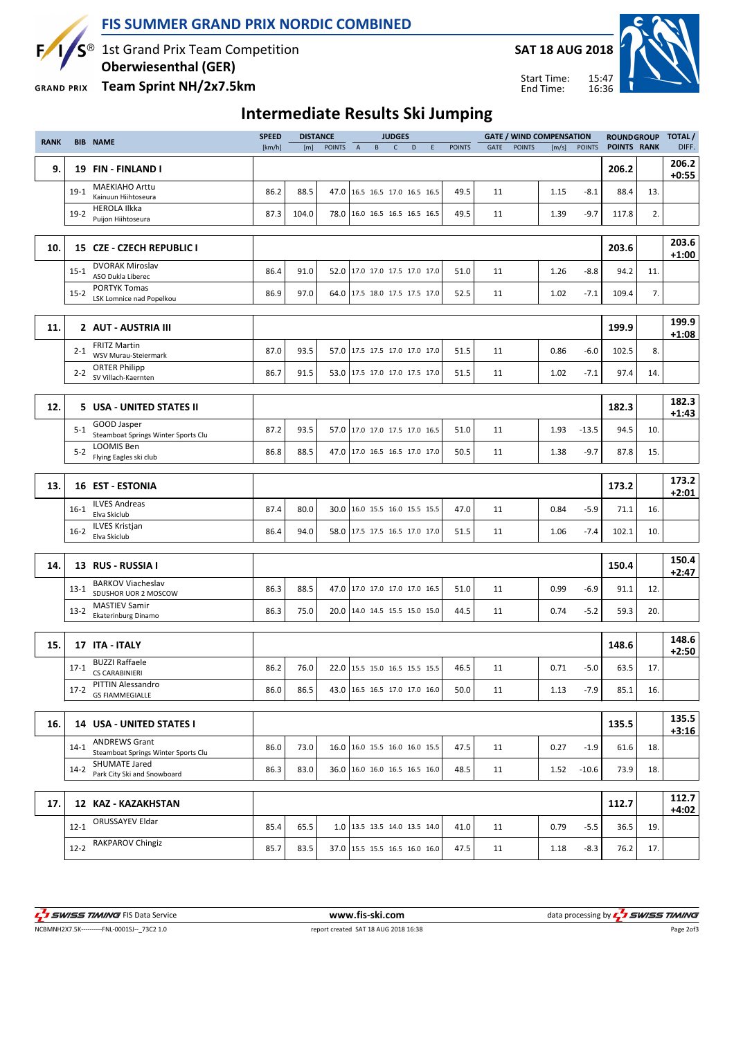# FIS SUMMER GRAND PRIX NORDIC COMBINED

1st Grand Prix Team Competition
**Oberwiesenthal (GER)**
**Team Sprint NH/2x7.5km**

**SAT 18 AUG 2018**

Start Time: 15:47
End Time: 16:36

## Intermediate Results Ski Jumping

| RANK | BIB | NAME | SPEED [km/h] | DISTANCE [m] | DISTANCE POINTS | JUDGES A | B | C | D | E | JUDGES POINTS | GATE | GATE POINTS | WIND [m/s] | WIND POINTS | ROUND GROUP POINTS | RANK | TOTAL / DIFF. |
|---|---|---|---|---|---|---|---|---|---|---|---|---|---|---|---|---|---|---|
| 9. | 19 | FIN - FINLAND I | | | | | | | | | | | | | | 206.2 | | 206.2 +0:55 |
| | 19-1 | MAEKIHAO Arttu, Kainuun Hiihtoseura | 86.2 | 88.5 | 47.0 | 16.5 | 16.5 | 17.0 | 16.5 | 16.5 | 49.5 | 11 | | 1.15 | -8.1 | 88.4 | 13. | |
| | 19-2 | HEROLA Ilkka, Puijon Hiihtoseura | 87.3 | 104.0 | 78.0 | 16.0 | 16.5 | 16.5 | 16.5 | 16.5 | 49.5 | 11 | | 1.39 | -9.7 | 117.8 | 2. | |
| 10. | 15 | CZE - CZECH REPUBLIC I | | | | | | | | | | | | | | 203.6 | | 203.6 +1:00 |
| | 15-1 | DVORAK Miroslav, ASO Dukla Liberec | 86.4 | 91.0 | 52.0 | 17.0 | 17.0 | 17.5 | 17.0 | 17.0 | 51.0 | 11 | | 1.26 | -8.8 | 94.2 | 11. | |
| | 15-2 | PORTYK Tomas, LSK Lomnice nad Popelkou | 86.9 | 97.0 | 64.0 | 17.5 | 18.0 | 17.5 | 17.5 | 17.0 | 52.5 | 11 | | 1.02 | -7.1 | 109.4 | 7. | |
| 11. | 2 | AUT - AUSTRIA III | | | | | | | | | | | | | | 199.9 | | 199.9 +1:08 |
| | 2-1 | FRITZ Martin, WSV Murau-Steiermark | 87.0 | 93.5 | 57.0 | 17.5 | 17.5 | 17.0 | 17.0 | 17.0 | 51.5 | 11 | | 0.86 | -6.0 | 102.5 | 8. | |
| | 2-2 | ORTER Philipp, SV Villach-Kaernten | 86.7 | 91.5 | 53.0 | 17.5 | 17.0 | 17.0 | 17.5 | 17.0 | 51.5 | 11 | | 1.02 | -7.1 | 97.4 | 14. | |
| 12. | 5 | USA - UNITED STATES II | | | | | | | | | | | | | | 182.3 | | 182.3 +1:43 |
| | 5-1 | GOOD Jasper, Steamboat Springs Winter Sports Clu | 87.2 | 93.5 | 57.0 | 17.0 | 17.0 | 17.5 | 17.0 | 16.5 | 51.0 | 11 | | 1.93 | -13.5 | 94.5 | 10. | |
| | 5-2 | LOOMIS Ben, Flying Eagles ski club | 86.8 | 88.5 | 47.0 | 17.0 | 16.5 | 16.5 | 17.0 | 17.0 | 50.5 | 11 | | 1.38 | -9.7 | 87.8 | 15. | |
| 13. | 16 | EST - ESTONIA | | | | | | | | | | | | | | 173.2 | | 173.2 +2:01 |
| | 16-1 | ILVES Andreas, Elva Skiclub | 87.4 | 80.0 | 30.0 | 16.0 | 15.5 | 16.0 | 15.5 | 15.5 | 47.0 | 11 | | 0.84 | -5.9 | 71.1 | 16. | |
| | 16-2 | ILVES Kristjan, Elva Skiclub | 86.4 | 94.0 | 58.0 | 17.5 | 17.5 | 16.5 | 17.0 | 17.0 | 51.5 | 11 | | 1.06 | -7.4 | 102.1 | 10. | |
| 14. | 13 | RUS - RUSSIA I | | | | | | | | | | | | | | 150.4 | | 150.4 +2:47 |
| | 13-1 | BARKOV Viacheslav, SDUSHOR UOR 2 MOSCOW | 86.3 | 88.5 | 47.0 | 17.0 | 17.0 | 17.0 | 17.0 | 16.5 | 51.0 | 11 | | 0.99 | -6.9 | 91.1 | 12. | |
| | 13-2 | MASTIEV Samir, Ekaterinburg Dinamo | 86.3 | 75.0 | 20.0 | 14.0 | 14.5 | 15.5 | 15.0 | 15.0 | 44.5 | 11 | | 0.74 | -5.2 | 59.3 | 20. | |
| 15. | 17 | ITA - ITALY | | | | | | | | | | | | | | 148.6 | | 148.6 +2:50 |
| | 17-1 | BUZZI Raffaele, CS CARABINIERI | 86.2 | 76.0 | 22.0 | 15.5 | 15.0 | 16.5 | 15.5 | 15.5 | 46.5 | 11 | | 0.71 | -5.0 | 63.5 | 17. | |
| | 17-2 | PITTIN Alessandro, GS FIAMMEGIALLE | 86.0 | 86.5 | 43.0 | 16.5 | 16.5 | 17.0 | 17.0 | 16.0 | 50.0 | 11 | | 1.13 | -7.9 | 85.1 | 16. | |
| 16. | 14 | USA - UNITED STATES I | | | | | | | | | | | | | | 135.5 | | 135.5 +3:16 |
| | 14-1 | ANDREWS Grant, Steamboat Springs Winter Sports Clu | 86.0 | 73.0 | 16.0 | 16.0 | 15.5 | 16.0 | 16.0 | 15.5 | 47.5 | 11 | | 0.27 | -1.9 | 61.6 | 18. | |
| | 14-2 | SHUMATE Jared, Park City Ski and Snowboard | 86.3 | 83.0 | 36.0 | 16.0 | 16.0 | 16.5 | 16.5 | 16.0 | 48.5 | 11 | | 1.52 | -10.6 | 73.9 | 18. | |
| 17. | 12 | KAZ - KAZAKHSTAN | | | | | | | | | | | | | | 112.7 | | 112.7 +4:02 |
| | 12-1 | ORUSSAYEV Eldar | 85.4 | 65.5 | 1.0 | 13.5 | 13.5 | 14.0 | 13.5 | 14.0 | 41.0 | 11 | | 0.79 | -5.5 | 36.5 | 19. | |
| | 12-2 | RAKPAROV Chingiz | 85.7 | 83.5 | 37.0 | 15.5 | 15.5 | 16.5 | 16.0 | 16.0 | 47.5 | 11 | | 1.18 | -8.3 | 76.2 | 17. | |

SWISS TIMING FIS Data Service — www.fis-ski.com — data processing by SWISS TIMING

NCBMNH2X7.5K----------FNL-0001SJ--_73C2 1.0 — report created SAT 18 AUG 2018 16:38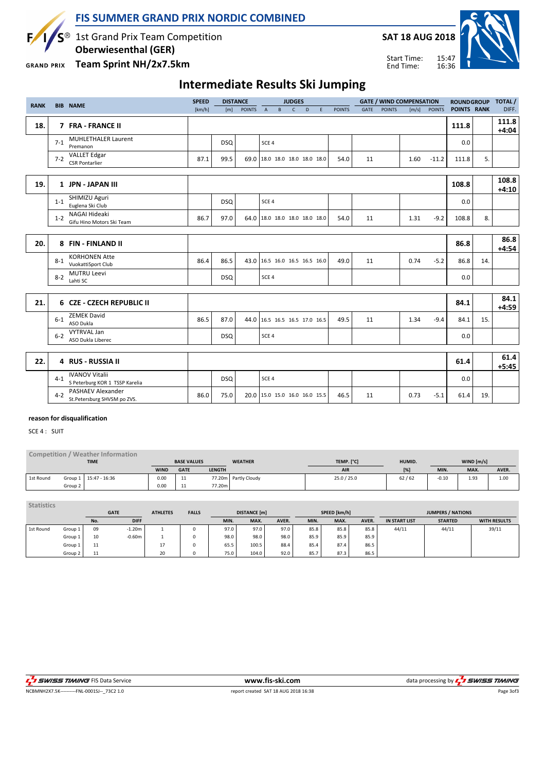# FIS SUMMER GRAND PRIX NORDIC COMBINED

1st Grand Prix Team Competition
**Oberwiesenthal (GER)**
**Team Sprint NH/2x7.5km**

**SAT 18 AUG 2018**

Start Time: 15:47
End Time: 16:36

# Intermediate Results Ski Jumping

| RANK | BIB | NAME | SPEED [km/h] | DISTANCE [m] | DISTANCE POINTS | JUDGES A | B | C | D | E | JUDGES POINTS | GATE | GATE POINTS | WIND [m/s] | WIND POINTS | ROUND POINTS | GROUP RANK | TOTAL / DIFF. |
|---|---|---|---|---|---|---|---|---|---|---|---|---|---|---|---|---|---|---|
| 18. | 7 | FRA - FRANCE II | | | | | | | | | | | | | | 111.8 | | 111.8 +4:04 |
| | 7-1 | MUHLETHALER Laurent, Premanon | | DSQ | | SCE 4 | | | | | | | | | | 0.0 | | |
| | 7-2 | VALLET Edgar, CSR Pontarlier | 87.1 | 99.5 | 69.0 | 18.0 | 18.0 | 18.0 | 18.0 | 18.0 | 54.0 | 11 | | 1.60 | -11.2 | 111.8 | 5. | |
| 19. | 1 | JPN - JAPAN III | | | | | | | | | | | | | | 108.8 | | 108.8 +4:10 |
| | 1-1 | SHIMIZU Aguri, Euglena Ski Club | | DSQ | | SCE 4 | | | | | | | | | | 0.0 | | |
| | 1-2 | NAGAI Hideaki, Gifu Hino Motors Ski Team | 86.7 | 97.0 | 64.0 | 18.0 | 18.0 | 18.0 | 18.0 | 18.0 | 54.0 | 11 | | 1.31 | -9.2 | 108.8 | 8. | |
| 20. | 8 | FIN - FINLAND II | | | | | | | | | | | | | | 86.8 | | 86.8 +4:54 |
| | 8-1 | KORHONEN Atte, VuokattiSport Club | 86.4 | 86.5 | 43.0 | 16.5 | 16.0 | 16.5 | 16.5 | 16.0 | 49.0 | 11 | | 0.74 | -5.2 | 86.8 | 14. | |
| | 8-2 | MUTRU Leevi, Lahti SC | | DSQ | | SCE 4 | | | | | | | | | | 0.0 | | |
| 21. | 6 | CZE - CZECH REPUBLIC II | | | | | | | | | | | | | | 84.1 | | 84.1 +4:59 |
| | 6-1 | ZEMEK David, ASO Dukla | 86.5 | 87.0 | 44.0 | 16.5 | 16.5 | 16.5 | 17.0 | 16.5 | 49.5 | 11 | | 1.34 | -9.4 | 84.1 | 15. | |
| | 6-2 | VYTRVAL Jan, ASO Dukla Liberec | | DSQ | | SCE 4 | | | | | | | | | | 0.0 | | |
| 22. | 4 | RUS - RUSSIA II | | | | | | | | | | | | | | 61.4 | | 61.4 +5:45 |
| | 4-1 | IVANOV Vitalii, S Peterburg KOR 1 TSSP Karelia | | DSQ | | SCE 4 | | | | | | | | | | 0.0 | | |
| | 4-2 | PASHAEV Alexander, St.Petersburg SHVSM po ZVS. | 86.0 | 75.0 | 20.0 | 15.0 | 15.0 | 16.0 | 16.0 | 15.5 | 46.5 | 11 | | 0.73 | -5.1 | 61.4 | 19. | |

**reason for disqualification**

SCE 4 : SUIT

**Competition / Weather Information**

| | | TIME | BASE VALUES WIND | GATE | LENGTH | WEATHER | TEMP. [°C] AIR | HUMID. [%] | WIND [m/s] MIN. | MAX. | AVER. |
|---|---|---|---|---|---|---|---|---|---|---|---|
| 1st Round | Group 1 | 15:47 - 16:36 | 0.00 | 11 | 77.20m | Partly Cloudy | 25.0 / 25.0 | 62 / 62 | -0.10 | 1.93 | 1.00 |
| | Group 2 | | 0.00 | 11 | 77.20m | | | | | | |

**Statistics**

| | | GATE No. | GATE DIFF | ATHLETES | FALLS | DISTANCE [m] MIN. | MAX. | AVER. | SPEED [km/h] MIN. | MAX. | AVER. | JUMPERS / NATIONS IN START LIST | STARTED | WITH RESULTS |
|---|---|---|---|---|---|---|---|---|---|---|---|---|---|---|
| 1st Round | Group 1 | 09 | -1.20m | 1 | 0 | 97.0 | 97.0 | 97.0 | 85.8 | 85.8 | 85.8 | 44/11 | 44/11 | 39/11 |
| | Group 1 | 10 | -0.60m | 1 | 0 | 98.0 | 98.0 | 98.0 | 85.9 | 85.9 | 85.9 | | | |
| | Group 1 | 11 | | 17 | 0 | 65.5 | 100.5 | 88.4 | 85.4 | 87.4 | 86.5 | | | |
| | Group 2 | 11 | | 20 | 0 | 75.0 | 104.0 | 92.0 | 85.7 | 87.3 | 86.5 | | | |

SWISS TIMING FIS Data Service — www.fis-ski.com — data processing by SWISS TIMING

NCBMNH2X7.5K----------FNL-0001SJ--_73C2 1.0 — report created SAT 18 AUG 2018 16:38